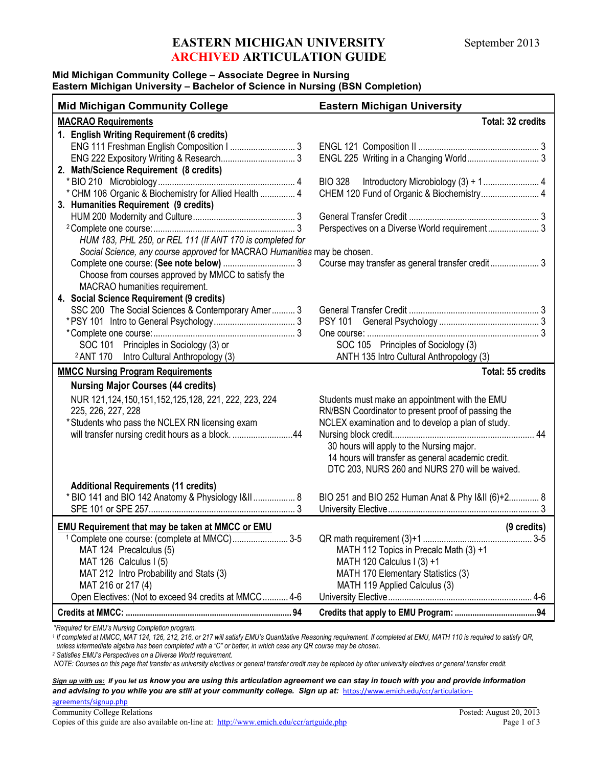# EASTERN MICHIGAN UNIVERSITY
# ARCHIVED ARTICULATION GUIDE

September 2013

**Mid Michigan Community College – Associate Degree in Nursing**
**Eastern Michigan University – Bachelor of Science in Nursing (BSN Completion)**

| Mid Michigan Community College | Eastern Michigan University |
|---|---|
| **MACRAO Requirements** | **Total: 32 credits** |
| **1. English Writing Requirement (6 credits)** | |
| ENG 111 Freshman English Composition I ............ 3 | ENGL 121 Composition II ............ 3 |
| ENG 222 Expository Writing & Research ............ 3 | ENGL 225 Writing in a Changing World ............ 3 |
| **2. Math/Science Requirement (8 credits)** | |
| * BIO 210 Microbiology ............ 4 | BIO 328 Introductory Microbiology (3) + 1 ............ 4 |
| * CHM 106 Organic & Biochemistry for Allied Health ............ 4 | CHEM 120 Fund of Organic & Biochemistry ............ 4 |
| **3. Humanities Requirement (9 credits)** | |
| HUM 200 Modernity and Culture ............ 3 | General Transfer Credit ............ 3 |
| [2] Complete one course: ............ 3 | Perspectives on a Diverse World requirement ............ 3 |
| *HUM 183, PHL 250, or REL 111 (If ANT 170 is completed for Social Science, any course approved* for MACRAO *Humanities* may be chosen. | |
| Complete one course: **(See note below)** ............ 3 | Course may transfer as general transfer credit ............ 3 |
| Choose from courses approved by MMCC to satisfy the MACRAO humanities requirement. | |
| **4. Social Science Requirement (9 credits)** | |
| SSC 200 The Social Sciences & Contemporary Amer ............ 3 | General Transfer Credit ............ 3 |
| * PSY 101 Intro to General Psychology ............ 3 | PSY 101 General Psychology ............ 3 |
| * Complete one course: ............ 3 | One course: ............ 3 |
| SOC 101 Principles in Sociology (3) or | SOC 105 Principles of Sociology (3) |
| [2] ANT 170 Intro Cultural Anthropology (3) | ANTH 135 Intro Cultural Anthropology (3) |
| **MMCC Nursing Program Requirements** | **Total: 55 credits** |
| **Nursing Major Courses (44 credits)** | |
| NUR 121,124,150,151,152,125,128, 221, 222, 223, 224 225, 226, 227, 228 | Students must make an appointment with the EMU RN/BSN Coordinator to present proof of passing the NCLEX examination and to develop a plan of study. |
| * Students who pass the NCLEX RN licensing exam will transfer nursing credit hours as a block. ............ 44 | Nursing block credit ............ 44<br>30 hours will apply to the Nursing major.<br>14 hours will transfer as general academic credit.<br>DTC 203, NURS 260 and NURS 270 will be waived. |
| **Additional Requirements (11 credits)** | |
| * BIO 141 and BIO 142 Anatomy & Physiology I&II ............ 8 | BIO 251 and BIO 252 Human Anat & Phy I&II (6)+2 ............ 8 |
| SPE 101 or SPE 257 ............ 3 | University Elective ............ 3 |
| **EMU Requirement that may be taken at MMCC or EMU** | **(9 credits)** |
| [1] Complete one course: (complete at MMCC) ............ 3-5 | QR math requirement (3)+1 ............ 3-5 |
| MAT 124 Precalculus (5) | MATH 112 Topics in Precalc Math (3) +1 |
| MAT 126 Calculus I (5) | MATH 120 Calculus I (3) +1 |
| MAT 212 Intro Probability and Stats (3) | MATH 170 Elementary Statistics (3) |
| MAT 216 or 217 (4) | MATH 119 Applied Calculus (3) |
| Open Electives: (Not to exceed 94 credits at MMCC ............ 4-6 | University Elective ............ 4-6 |
| **Credits at MMCC: ............ 94** | **Credits that apply to EMU Program: ............ 94** |

*\*Required for EMU's Nursing Completion program.*

*[1] If completed at MMCC, MAT 124, 126, 212, 216, or 217 will satisfy EMU's Quantitative Reasoning requirement. If completed at EMU, MATH 110 is required to satisfy QR, unless intermediate algebra has been completed with a "C" or better, in which case any QR course may be chosen.*

*[2] Satisfies EMU's Perspectives on a Diverse World requirement.*

*NOTE: Courses on this page that transfer as university electives or general transfer credit may be replaced by other university electives or general transfer credit.*

***Sign up with us:** If you let us know you are using this articulation agreement we can stay in touch with you and provide information and advising to you while you are still at your community college. Sign up at:* https://www.emich.edu/ccr/articulation-agreements/signup.php

Community College Relations
Copies of this guide are also available on-line at: http://www.emich.edu/ccr/artguide.php

Posted: August 20, 2013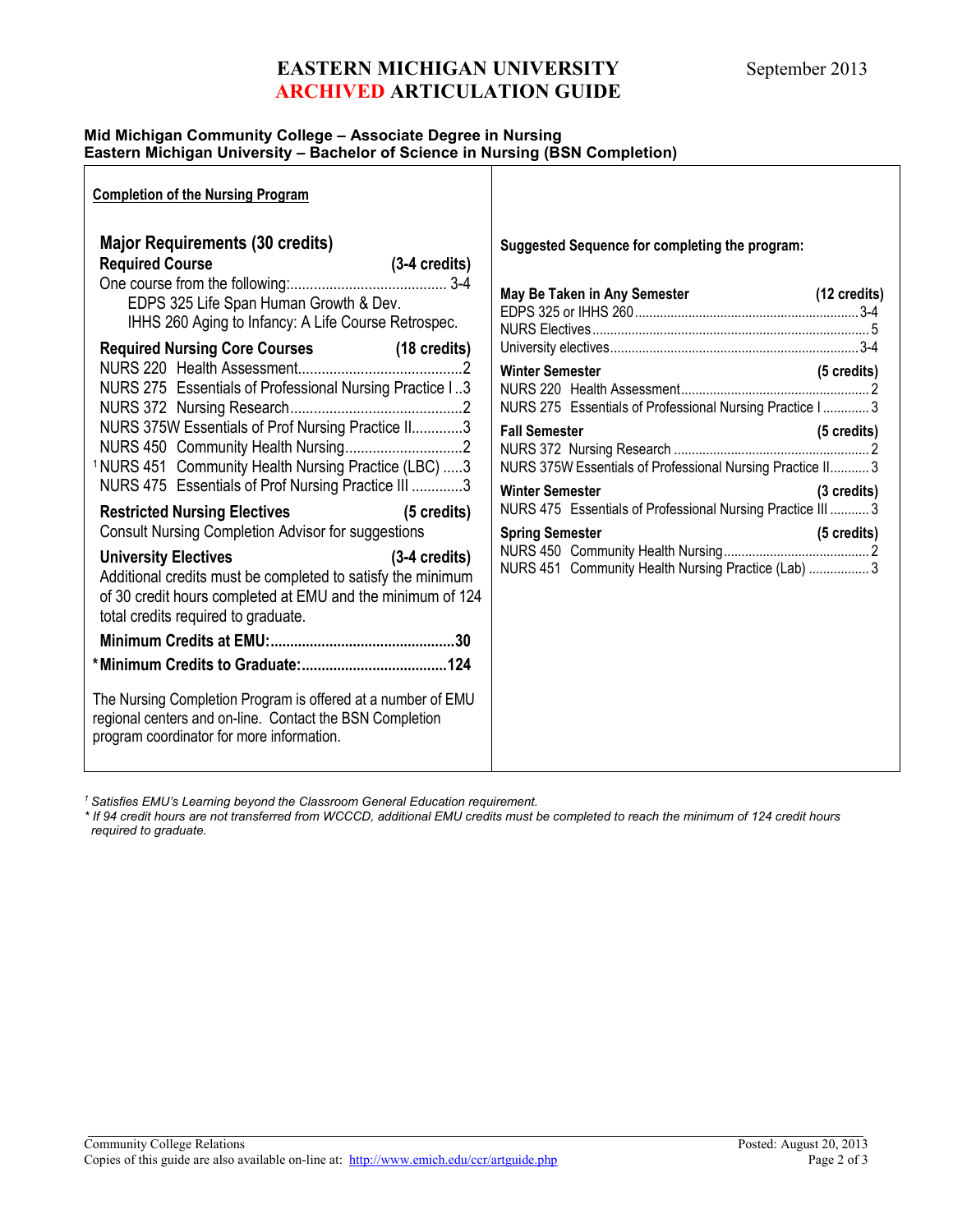# EASTERN MICHIGAN UNIVERSITY
# ARCHIVED ARTICULATION GUIDE

September 2013

**Mid Michigan Community College – Associate Degree in Nursing**
**Eastern Michigan University – Bachelor of Science in Nursing (BSN Completion)**

**Completion of the Nursing Program**

## Major Requirements (30 credits)

**Required Course** **(3-4 credits)**

One course from the following: 3-4
- EDPS 325 Life Span Human Growth & Dev.
- IHHS 260 Aging to Infancy: A Life Course Retrospec.

**Required Nursing Core Courses** **(18 credits)**

- NURS 220 Health Assessment 2
- NURS 275 Essentials of Professional Nursing Practice I 3
- NURS 372 Nursing Research 2
- NURS 375W Essentials of Prof Nursing Practice II 3
- NURS 450 Community Health Nursing 2
- [1] NURS 451 Community Health Nursing Practice (LBC) 3
- NURS 475 Essentials of Prof Nursing Practice III 3

**Restricted Nursing Electives** **(5 credits)**

Consult Nursing Completion Advisor for suggestions

**University Electives** **(3-4 credits)**

Additional credits must be completed to satisfy the minimum of 30 credit hours completed at EMU and the minimum of 124 total credits required to graduate.

**Minimum Credits at EMU: 30**

**\*Minimum Credits to Graduate: 124**

The Nursing Completion Program is offered at a number of EMU regional centers and on-line. Contact the BSN Completion program coordinator for more information.

**Suggested Sequence for completing the program:**

**May Be Taken in Any Semester** **(12 credits)**
- EDPS 325 or IHHS 260 3-4
- NURS Electives 5
- University electives 3-4

**Winter Semester** **(5 credits)**
- NURS 220 Health Assessment 2
- NURS 275 Essentials of Professional Nursing Practice I 3

**Fall Semester** **(5 credits)**
- NURS 372 Nursing Research 2
- NURS 375W Essentials of Professional Nursing Practice II 3

**Winter Semester** **(3 credits)**
- NURS 475 Essentials of Professional Nursing Practice III 3

**Spring Semester** **(5 credits)**
- NURS 450 Community Health Nursing 2
- NURS 451 Community Health Nursing Practice (Lab) 3

*[1] Satisfies EMU's Learning beyond the Classroom General Education requirement.*
*\* If 94 credit hours are not transferred from WCCCD, additional EMU credits must be completed to reach the minimum of 124 credit hours required to graduate.*

Community College Relations
Copies of this guide are also available on-line at: http://www.emich.edu/ccr/artguide.php
Posted: August 20, 2013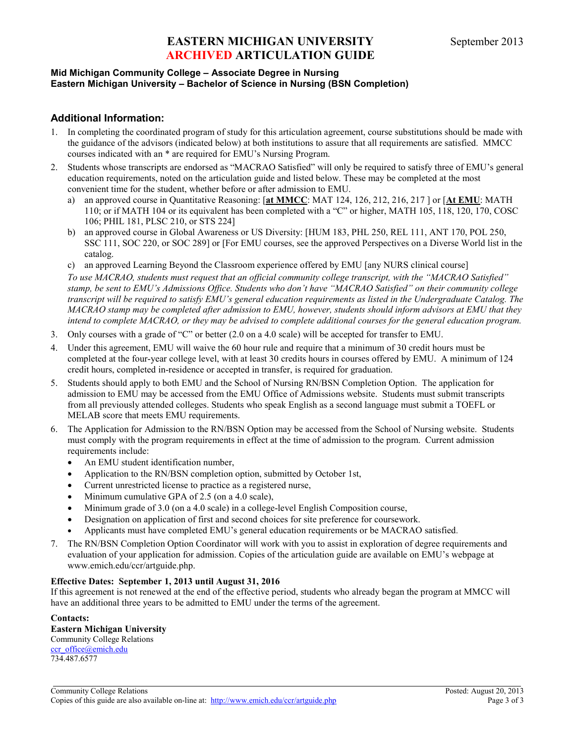# EASTERN MICHIGAN UNIVERSITY ARCHIVED ARTICULATION GUIDE

September 2013

**Mid Michigan Community College – Associate Degree in Nursing**
**Eastern Michigan University – Bachelor of Science in Nursing (BSN Completion)**

## Additional Information:

1. In completing the coordinated program of study for this articulation agreement, course substitutions should be made with the guidance of the advisors (indicated below) at both institutions to assure that all requirements are satisfied. MMCC courses indicated with an * are required for EMU's Nursing Program.
2. Students whose transcripts are endorsed as "MACRAO Satisfied" will only be required to satisfy three of EMU's general education requirements, noted on the articulation guide and listed below. These may be completed at the most convenient time for the student, whether before or after admission to EMU.
   a) an approved course in Quantitative Reasoning: [**at MMCC**: MAT 124, 126, 212, 216, 217 ] or [**At EMU**: MATH 110; or if MATH 104 or its equivalent has been completed with a "C" or higher, MATH 105, 118, 120, 170, COSC 106; PHIL 181, PLSC 210, or STS 224]
   b) an approved course in Global Awareness or US Diversity: [HUM 183, PHL 250, REL 111, ANT 170, POL 250, SSC 111, SOC 220, or SOC 289] or [For EMU courses, see the approved Perspectives on a Diverse World list in the catalog.
   c) an approved Learning Beyond the Classroom experience offered by EMU [any NURS clinical course]

   *To use MACRAO, students must request that an official community college transcript, with the "MACRAO Satisfied" stamp, be sent to EMU's Admissions Office. Students who don't have "MACRAO Satisfied" on their community college transcript will be required to satisfy EMU's general education requirements as listed in the Undergraduate Catalog. The MACRAO stamp may be completed after admission to EMU, however, students should inform advisors at EMU that they intend to complete MACRAO, or they may be advised to complete additional courses for the general education program.*
3. Only courses with a grade of "C" or better (2.0 on a 4.0 scale) will be accepted for transfer to EMU.
4. Under this agreement, EMU will waive the 60 hour rule and require that a minimum of 30 credit hours must be completed at the four-year college level, with at least 30 credits hours in courses offered by EMU. A minimum of 124 credit hours, completed in-residence or accepted in transfer, is required for graduation.
5. Students should apply to both EMU and the School of Nursing RN/BSN Completion Option. The application for admission to EMU may be accessed from the EMU Office of Admissions website. Students must submit transcripts from all previously attended colleges. Students who speak English as a second language must submit a TOEFL or MELAB score that meets EMU requirements.
6. The Application for Admission to the RN/BSN Option may be accessed from the School of Nursing website. Students must comply with the program requirements in effect at the time of admission to the program. Current admission requirements include:
   - An EMU student identification number,
   - Application to the RN/BSN completion option, submitted by October 1st,
   - Current unrestricted license to practice as a registered nurse,
   - Minimum cumulative GPA of 2.5 (on a 4.0 scale),
   - Minimum grade of 3.0 (on a 4.0 scale) in a college-level English Composition course,
   - Designation on application of first and second choices for site preference for coursework.
   - Applicants must have completed EMU's general education requirements or be MACRAO satisfied.
7. The RN/BSN Completion Option Coordinator will work with you to assist in exploration of degree requirements and evaluation of your application for admission. Copies of the articulation guide are available on EMU's webpage at www.emich.edu/ccr/artguide.php.

**Effective Dates: September 1, 2013 until August 31, 2016**

If this agreement is not renewed at the end of the effective period, students who already began the program at MMCC will have an additional three years to be admitted to EMU under the terms of the agreement.

**Contacts:**

**Eastern Michigan University**
Community College Relations
ccr_office@emich.edu
734.487.6577